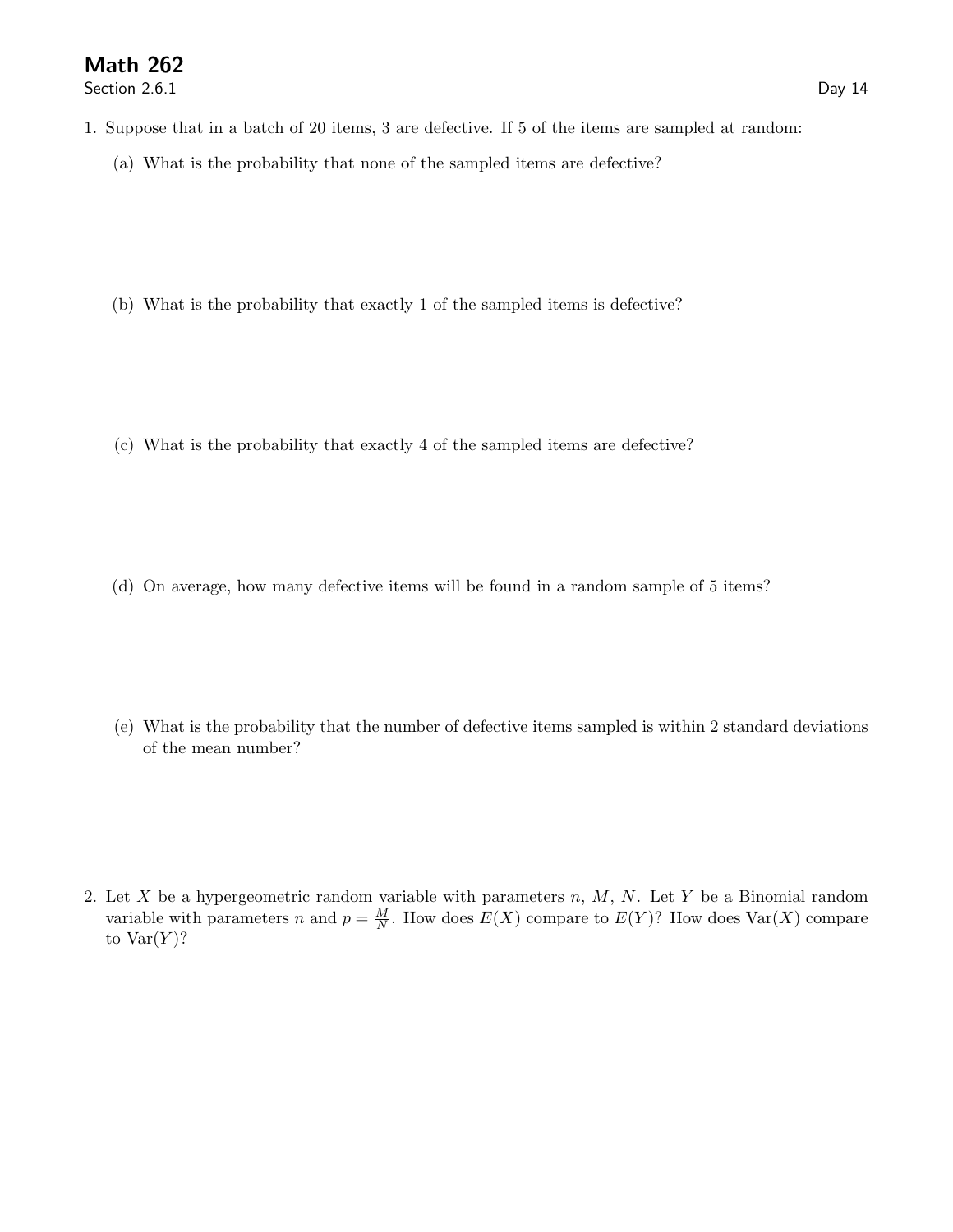# Math 262

Section 2.6.1 Day 14

1. Suppose that in a batch of 20 items, 3 are defective. If 5 of the items are sampled at random:

   (a) What is the probability that none of the sampled items are defective?

   (b) What is the probability that exactly 1 of the sampled items is defective?

   (c) What is the probability that exactly 4 of the sampled items are defective?

   (d) On average, how many defective items will be found in a random sample of 5 items?

   (e) What is the probability that the number of defective items sampled is within 2 standard deviations of the mean number?

2. Let $X$ be a hypergeometric random variable with parameters $n$, $M$, $N$. Let $Y$ be a Binomial random variable with parameters $n$ and $p = \frac{M}{N}$. How does $E(X)$ compare to $E(Y)$? How does $\text{Var}(X)$ compare to $\text{Var}(Y)$?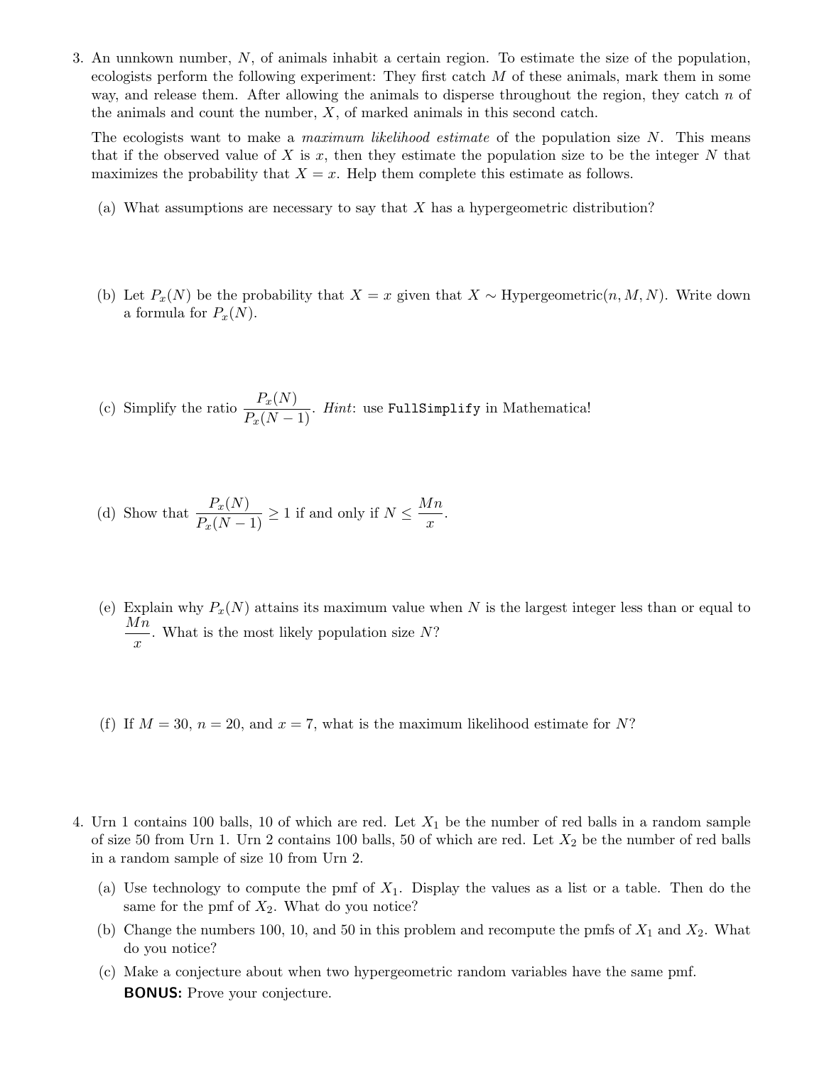3. An unnkown number, $N$, of animals inhabit a certain region. To estimate the size of the population, ecologists perform the following experiment: They first catch $M$ of these animals, mark them in some way, and release them. After allowing the animals to disperse throughout the region, they catch $n$ of the animals and count the number, $X$, of marked animals in this second catch.

   The ecologists want to make a *maximum likelihood estimate* of the population size $N$. This means that if the observed value of $X$ is $x$, then they estimate the population size to be the integer $N$ that maximizes the probability that $X = x$. Help them complete this estimate as follows.

   (a) What assumptions are necessary to say that $X$ has a hypergeometric distribution?

   (b) Let $P_x(N)$ be the probability that $X = x$ given that $X \sim \text{Hypergeometric}(n, M, N)$. Write down a formula for $P_x(N)$.

   (c) Simplify the ratio $\dfrac{P_x(N)}{P_x(N-1)}$. *Hint*: use `FullSimplify` in Mathematica!

   (d) Show that $\dfrac{P_x(N)}{P_x(N-1)} \geq 1$ if and only if $N \leq \dfrac{Mn}{x}$.

   (e) Explain why $P_x(N)$ attains its maximum value when $N$ is the largest integer less than or equal to $\dfrac{Mn}{x}$. What is the most likely population size $N$?

   (f) If $M = 30$, $n = 20$, and $x = 7$, what is the maximum likelihood estimate for $N$?

4. Urn 1 contains 100 balls, 10 of which are red. Let $X_1$ be the number of red balls in a random sample of size 50 from Urn 1. Urn 2 contains 100 balls, 50 of which are red. Let $X_2$ be the number of red balls in a random sample of size 10 from Urn 2.

   (a) Use technology to compute the pmf of $X_1$. Display the values as a list or a table. Then do the same for the pmf of $X_2$. What do you notice?

   (b) Change the numbers 100, 10, and 50 in this problem and recompute the pmfs of $X_1$ and $X_2$. What do you notice?

   (c) Make a conjecture about when two hypergeometric random variables have the same pmf.
   **BONUS:** Prove your conjecture.